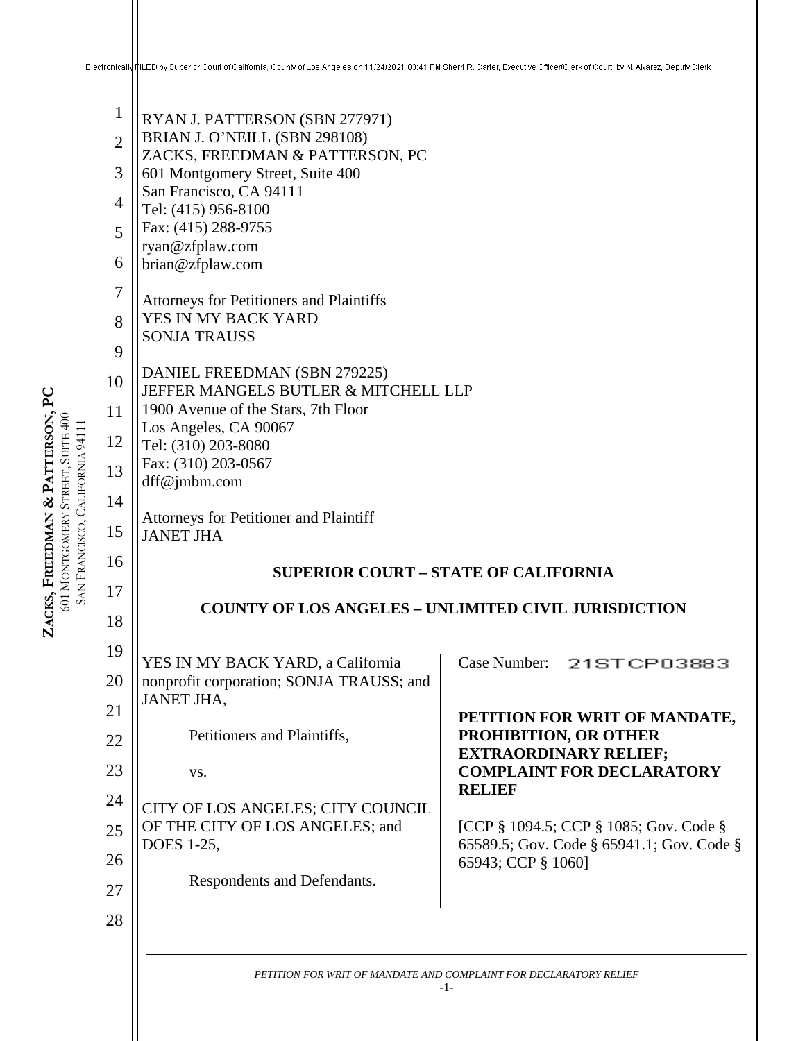Electronically FILED by Superior Court of California, County of Los Angeles on 11/24/2021 03:41 PM Sherri R. Carter, Executive Officer/Clerk of Court, by N. Alvarez, Deputy Clerk

RYAN J. PATTERSON (SBN 277971)
BRIAN J. O'NEILL (SBN 298108)
ZACKS, FREEDMAN & PATTERSON, PC
601 Montgomery Street, Suite 400
San Francisco, CA 94111
Tel: (415) 956-8100
Fax: (415) 288-9755
ryan@zfplaw.com
brian@zfplaw.com

Attorneys for Petitioners and Plaintiffs
YES IN MY BACK YARD
SONJA TRAUSS

DANIEL FREEDMAN (SBN 279225)
JEFFER MANGELS BUTLER & MITCHELL LLP
1900 Avenue of the Stars, 7th Floor
Los Angeles, CA 90067
Tel: (310) 203-8080
Fax: (310) 203-0567
dff@jmbm.com

Attorneys for Petitioner and Plaintiff
JANET JHA

**SUPERIOR COURT – STATE OF CALIFORNIA**

**COUNTY OF LOS ANGELES – UNLIMITED CIVIL JURISDICTION**

YES IN MY BACK YARD, a California nonprofit corporation; SONJA TRAUSS; and JANET JHA,

Petitioners and Plaintiffs,

vs.

CITY OF LOS ANGELES; CITY COUNCIL OF THE CITY OF LOS ANGELES; and DOES 1-25,

Respondents and Defendants.

Case Number: 21STCP03883

**PETITION FOR WRIT OF MANDATE, PROHIBITION, OR OTHER EXTRAORDINARY RELIEF; COMPLAINT FOR DECLARATORY RELIEF**

[CCP § 1094.5; CCP § 1085; Gov. Code § 65589.5; Gov. Code § 65941.1; Gov. Code § 65943; CCP § 1060]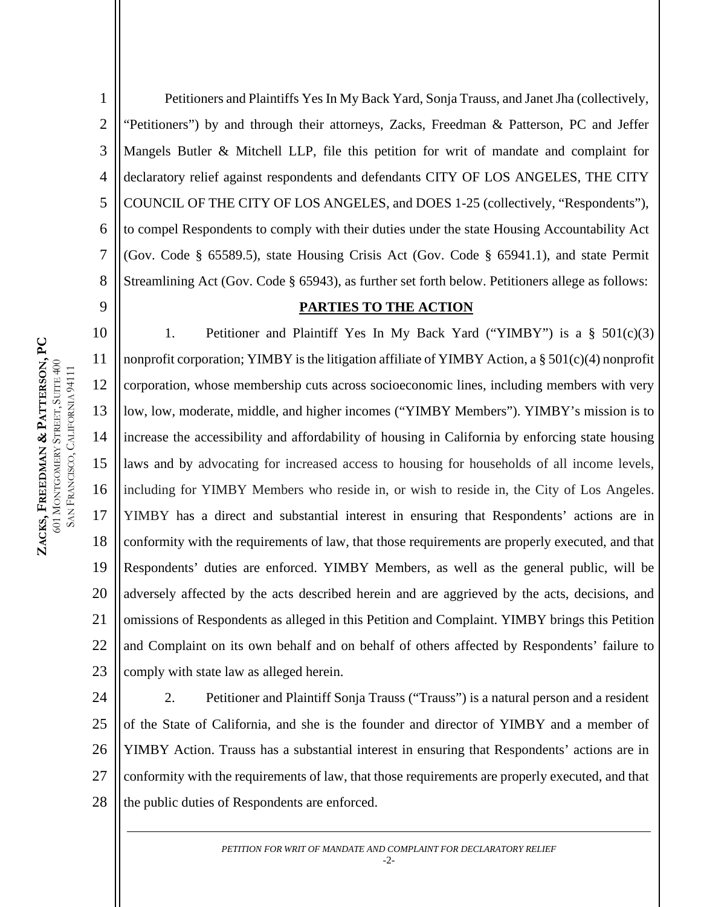Petitioners and Plaintiffs Yes In My Back Yard, Sonja Trauss, and Janet Jha (collectively, "Petitioners") by and through their attorneys, Zacks, Freedman & Patterson, PC and Jeffer Mangels Butler & Mitchell LLP, file this petition for writ of mandate and complaint for declaratory relief against respondents and defendants CITY OF LOS ANGELES, THE CITY COUNCIL OF THE CITY OF LOS ANGELES, and DOES 1-25 (collectively, "Respondents"), to compel Respondents to comply with their duties under the state Housing Accountability Act (Gov. Code § 65589.5), state Housing Crisis Act (Gov. Code § 65941.1), and state Permit Streamlining Act (Gov. Code § 65943), as further set forth below. Petitioners allege as follows:

## PARTIES TO THE ACTION

1. Petitioner and Plaintiff Yes In My Back Yard ("YIMBY") is a § 501(c)(3) nonprofit corporation; YIMBY is the litigation affiliate of YIMBY Action, a § 501(c)(4) nonprofit corporation, whose membership cuts across socioeconomic lines, including members with very low, low, moderate, middle, and higher incomes ("YIMBY Members"). YIMBY's mission is to increase the accessibility and affordability of housing in California by enforcing state housing laws and by advocating for increased access to housing for households of all income levels, including for YIMBY Members who reside in, or wish to reside in, the City of Los Angeles. YIMBY has a direct and substantial interest in ensuring that Respondents' actions are in conformity with the requirements of law, that those requirements are properly executed, and that Respondents' duties are enforced. YIMBY Members, as well as the general public, will be adversely affected by the acts described herein and are aggrieved by the acts, decisions, and omissions of Respondents as alleged in this Petition and Complaint. YIMBY brings this Petition and Complaint on its own behalf and on behalf of others affected by Respondents' failure to comply with state law as alleged herein.

2. Petitioner and Plaintiff Sonja Trauss ("Trauss") is a natural person and a resident of the State of California, and she is the founder and director of YIMBY and a member of YIMBY Action. Trauss has a substantial interest in ensuring that Respondents' actions are in conformity with the requirements of law, that those requirements are properly executed, and that the public duties of Respondents are enforced.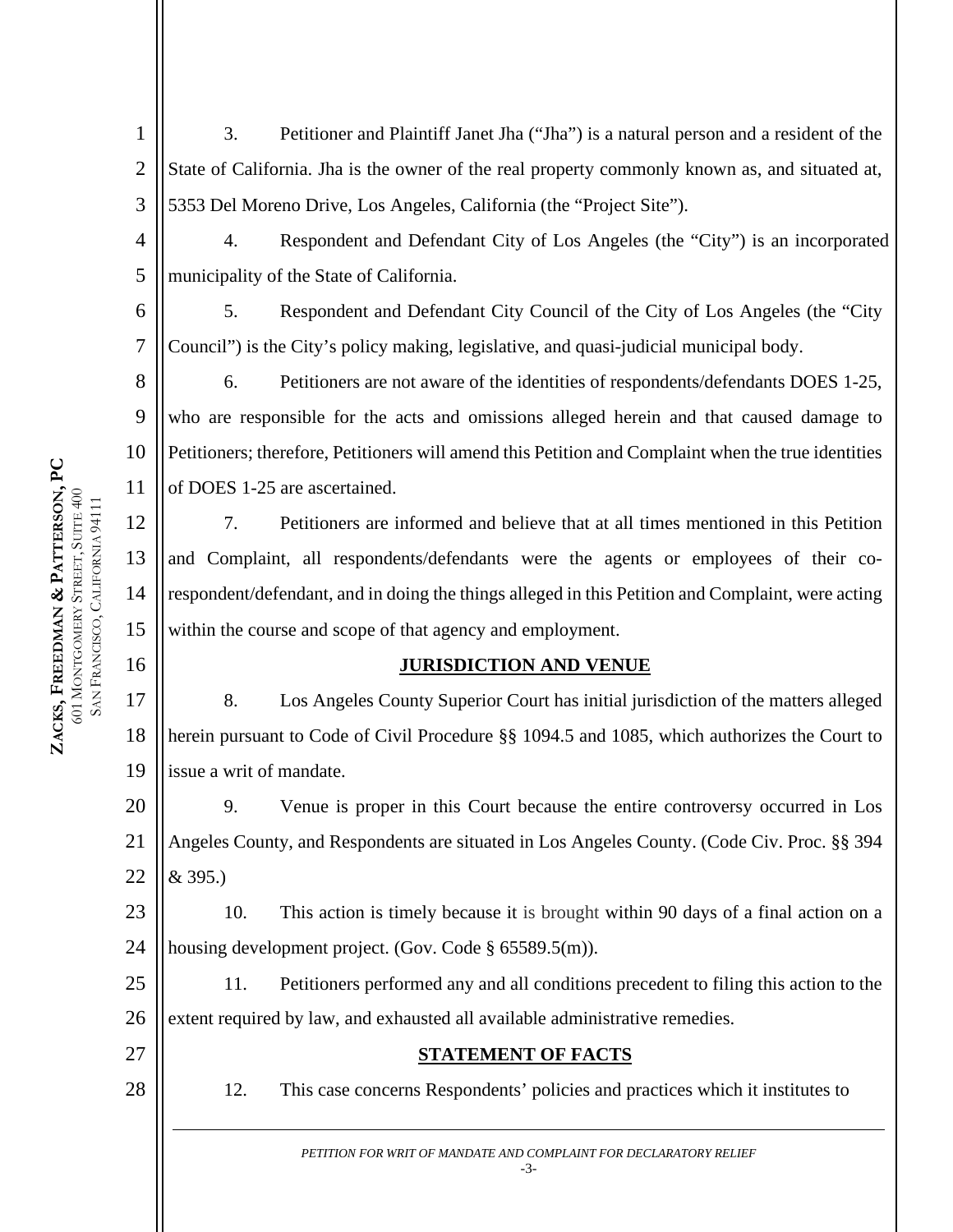3. Petitioner and Plaintiff Janet Jha ("Jha") is a natural person and a resident of the State of California. Jha is the owner of the real property commonly known as, and situated at, 5353 Del Moreno Drive, Los Angeles, California (the "Project Site").

4. Respondent and Defendant City of Los Angeles (the "City") is an incorporated municipality of the State of California.

5. Respondent and Defendant City Council of the City of Los Angeles (the "City Council") is the City's policy making, legislative, and quasi-judicial municipal body.

6. Petitioners are not aware of the identities of respondents/defendants DOES 1-25, who are responsible for the acts and omissions alleged herein and that caused damage to Petitioners; therefore, Petitioners will amend this Petition and Complaint when the true identities of DOES 1-25 are ascertained.

7. Petitioners are informed and believe that at all times mentioned in this Petition and Complaint, all respondents/defendants were the agents or employees of their co-respondent/defendant, and in doing the things alleged in this Petition and Complaint, were acting within the course and scope of that agency and employment.

## JURISDICTION AND VENUE

8. Los Angeles County Superior Court has initial jurisdiction of the matters alleged herein pursuant to Code of Civil Procedure §§ 1094.5 and 1085, which authorizes the Court to issue a writ of mandate.

9. Venue is proper in this Court because the entire controversy occurred in Los Angeles County, and Respondents are situated in Los Angeles County. (Code Civ. Proc. §§ 394 & 395.)

10. This action is timely because it is brought within 90 days of a final action on a housing development project. (Gov. Code § 65589.5(m)).

11. Petitioners performed any and all conditions precedent to filing this action to the extent required by law, and exhausted all available administrative remedies.

## STATEMENT OF FACTS

12. This case concerns Respondents' policies and practices which it institutes to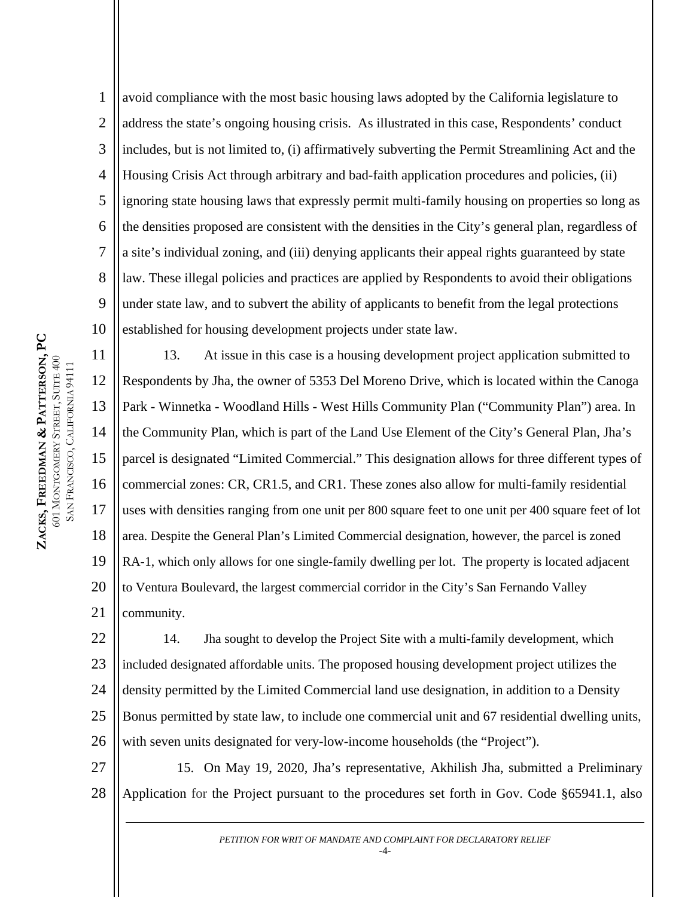avoid compliance with the most basic housing laws adopted by the California legislature to address the state's ongoing housing crisis. As illustrated in this case, Respondents' conduct includes, but is not limited to, (i) affirmatively subverting the Permit Streamlining Act and the Housing Crisis Act through arbitrary and bad-faith application procedures and policies, (ii) ignoring state housing laws that expressly permit multi-family housing on properties so long as the densities proposed are consistent with the densities in the City's general plan, regardless of a site's individual zoning, and (iii) denying applicants their appeal rights guaranteed by state law. These illegal policies and practices are applied by Respondents to avoid their obligations under state law, and to subvert the ability of applicants to benefit from the legal protections established for housing development projects under state law.

13. At issue in this case is a housing development project application submitted to Respondents by Jha, the owner of 5353 Del Moreno Drive, which is located within the Canoga Park - Winnetka - Woodland Hills - West Hills Community Plan ("Community Plan") area. In the Community Plan, which is part of the Land Use Element of the City's General Plan, Jha's parcel is designated "Limited Commercial." This designation allows for three different types of commercial zones: CR, CR1.5, and CR1. These zones also allow for multi-family residential uses with densities ranging from one unit per 800 square feet to one unit per 400 square feet of lot area. Despite the General Plan's Limited Commercial designation, however, the parcel is zoned RA-1, which only allows for one single-family dwelling per lot. The property is located adjacent to Ventura Boulevard, the largest commercial corridor in the City's San Fernando Valley community.

14. Jha sought to develop the Project Site with a multi-family development, which included designated affordable units. The proposed housing development project utilizes the density permitted by the Limited Commercial land use designation, in addition to a Density Bonus permitted by state law, to include one commercial unit and 67 residential dwelling units, with seven units designated for very-low-income households (the "Project").

15. On May 19, 2020, Jha's representative, Akhilish Jha, submitted a Preliminary Application for the Project pursuant to the procedures set forth in Gov. Code §65941.1, also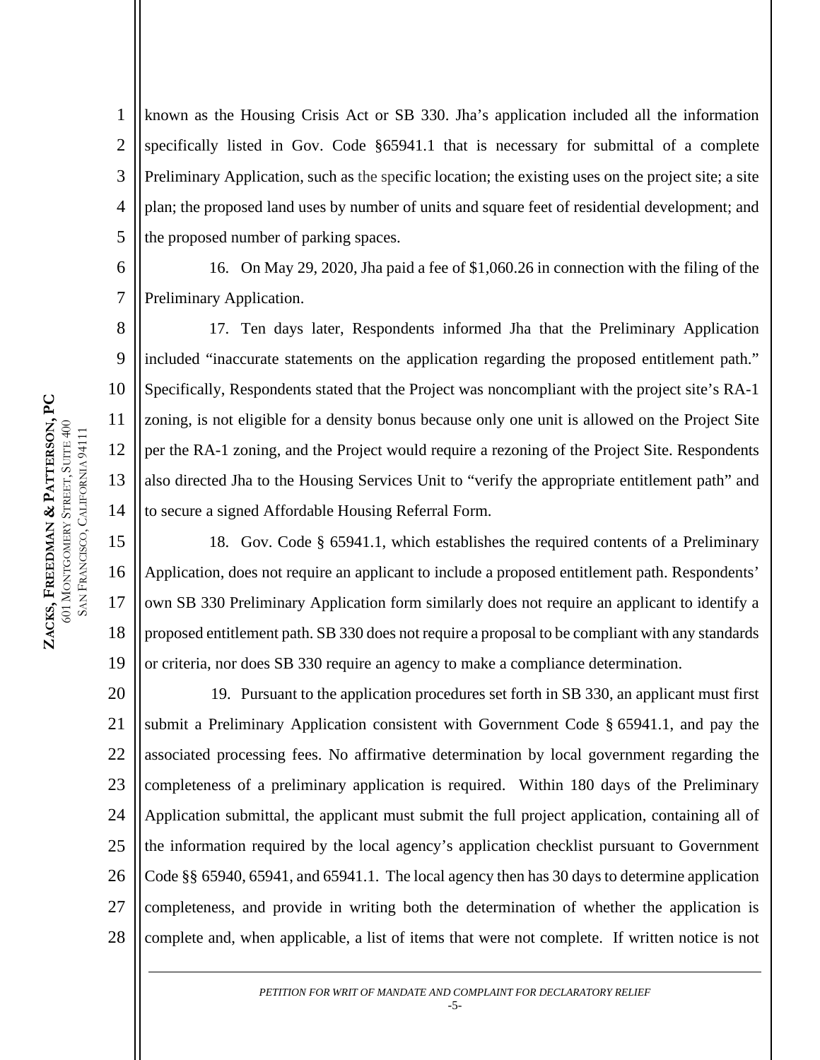known as the Housing Crisis Act or SB 330. Jha's application included all the information specifically listed in Gov. Code §65941.1 that is necessary for submittal of a complete Preliminary Application, such as the specific location; the existing uses on the project site; a site plan; the proposed land uses by number of units and square feet of residential development; and the proposed number of parking spaces.

16. On May 29, 2020, Jha paid a fee of $1,060.26 in connection with the filing of the Preliminary Application.

17. Ten days later, Respondents informed Jha that the Preliminary Application included "inaccurate statements on the application regarding the proposed entitlement path." Specifically, Respondents stated that the Project was noncompliant with the project site's RA-1 zoning, is not eligible for a density bonus because only one unit is allowed on the Project Site per the RA-1 zoning, and the Project would require a rezoning of the Project Site. Respondents also directed Jha to the Housing Services Unit to "verify the appropriate entitlement path" and to secure a signed Affordable Housing Referral Form.

18. Gov. Code § 65941.1, which establishes the required contents of a Preliminary Application, does not require an applicant to include a proposed entitlement path. Respondents' own SB 330 Preliminary Application form similarly does not require an applicant to identify a proposed entitlement path. SB 330 does not require a proposal to be compliant with any standards or criteria, nor does SB 330 require an agency to make a compliance determination.

19. Pursuant to the application procedures set forth in SB 330, an applicant must first submit a Preliminary Application consistent with Government Code § 65941.1, and pay the associated processing fees. No affirmative determination by local government regarding the completeness of a preliminary application is required. Within 180 days of the Preliminary Application submittal, the applicant must submit the full project application, containing all of the information required by the local agency's application checklist pursuant to Government Code §§ 65940, 65941, and 65941.1. The local agency then has 30 days to determine application completeness, and provide in writing both the determination of whether the application is complete and, when applicable, a list of items that were not complete. If written notice is not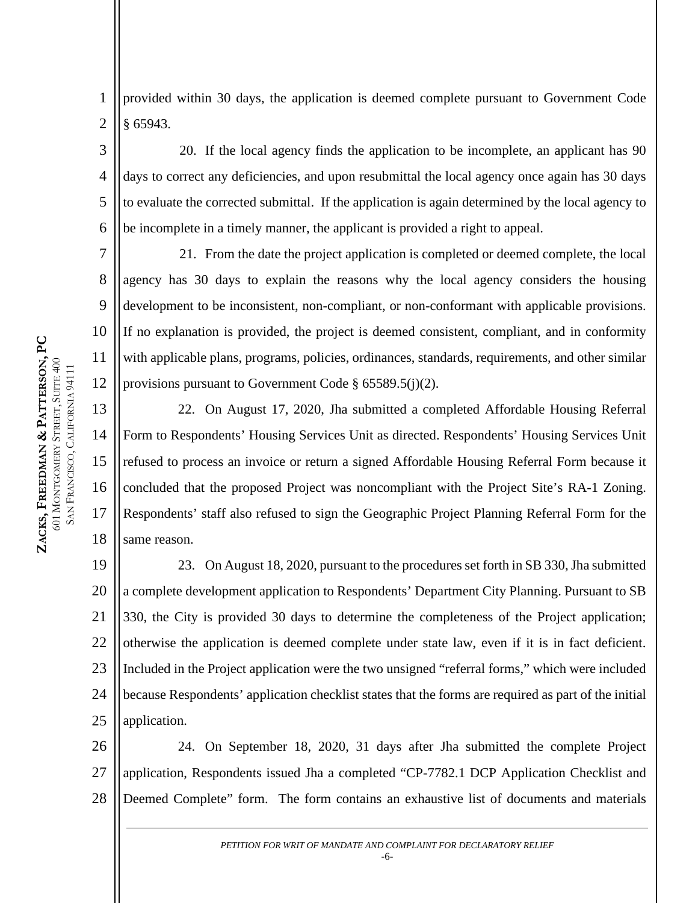provided within 30 days, the application is deemed complete pursuant to Government Code § 65943.

20. If the local agency finds the application to be incomplete, an applicant has 90 days to correct any deficiencies, and upon resubmittal the local agency once again has 30 days to evaluate the corrected submittal. If the application is again determined by the local agency to be incomplete in a timely manner, the applicant is provided a right to appeal.

21. From the date the project application is completed or deemed complete, the local agency has 30 days to explain the reasons why the local agency considers the housing development to be inconsistent, non-compliant, or non-conformant with applicable provisions. If no explanation is provided, the project is deemed consistent, compliant, and in conformity with applicable plans, programs, policies, ordinances, standards, requirements, and other similar provisions pursuant to Government Code § 65589.5(j)(2).

22. On August 17, 2020, Jha submitted a completed Affordable Housing Referral Form to Respondents' Housing Services Unit as directed. Respondents' Housing Services Unit refused to process an invoice or return a signed Affordable Housing Referral Form because it concluded that the proposed Project was noncompliant with the Project Site's RA-1 Zoning. Respondents' staff also refused to sign the Geographic Project Planning Referral Form for the same reason.

23. On August 18, 2020, pursuant to the procedures set forth in SB 330, Jha submitted a complete development application to Respondents' Department City Planning. Pursuant to SB 330, the City is provided 30 days to determine the completeness of the Project application; otherwise the application is deemed complete under state law, even if it is in fact deficient. Included in the Project application were the two unsigned "referral forms," which were included because Respondents' application checklist states that the forms are required as part of the initial application.

24. On September 18, 2020, 31 days after Jha submitted the complete Project application, Respondents issued Jha a completed "CP-7782.1 DCP Application Checklist and Deemed Complete" form. The form contains an exhaustive list of documents and materials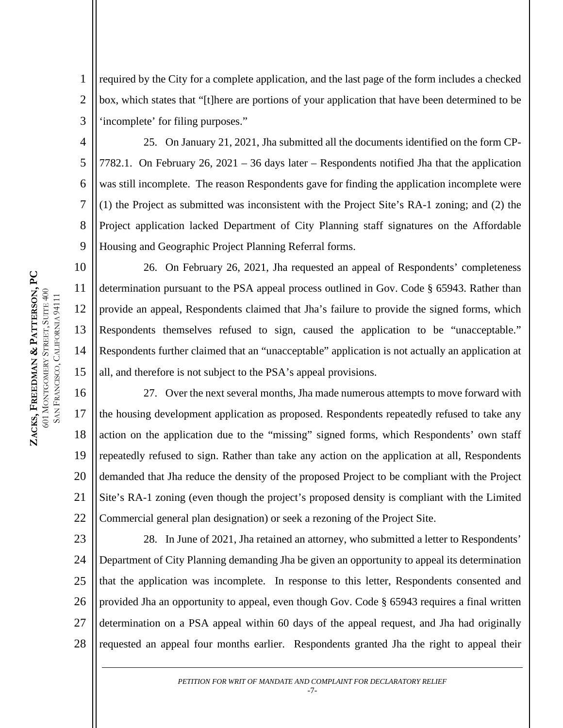required by the City for a complete application, and the last page of the form includes a checked box, which states that "[t]here are portions of your application that have been determined to be 'incomplete' for filing purposes."

25. On January 21, 2021, Jha submitted all the documents identified on the form CP-7782.1. On February 26, 2021 – 36 days later – Respondents notified Jha that the application was still incomplete. The reason Respondents gave for finding the application incomplete were (1) the Project as submitted was inconsistent with the Project Site's RA-1 zoning; and (2) the Project application lacked Department of City Planning staff signatures on the Affordable Housing and Geographic Project Planning Referral forms.

26. On February 26, 2021, Jha requested an appeal of Respondents' completeness determination pursuant to the PSA appeal process outlined in Gov. Code § 65943. Rather than provide an appeal, Respondents claimed that Jha's failure to provide the signed forms, which Respondents themselves refused to sign, caused the application to be "unacceptable." Respondents further claimed that an "unacceptable" application is not actually an application at all, and therefore is not subject to the PSA's appeal provisions.

27. Over the next several months, Jha made numerous attempts to move forward with the housing development application as proposed. Respondents repeatedly refused to take any action on the application due to the "missing" signed forms, which Respondents' own staff repeatedly refused to sign. Rather than take any action on the application at all, Respondents demanded that Jha reduce the density of the proposed Project to be compliant with the Project Site's RA-1 zoning (even though the project's proposed density is compliant with the Limited Commercial general plan designation) or seek a rezoning of the Project Site.

28. In June of 2021, Jha retained an attorney, who submitted a letter to Respondents' Department of City Planning demanding Jha be given an opportunity to appeal its determination that the application was incomplete. In response to this letter, Respondents consented and provided Jha an opportunity to appeal, even though Gov. Code § 65943 requires a final written determination on a PSA appeal within 60 days of the appeal request, and Jha had originally requested an appeal four months earlier. Respondents granted Jha the right to appeal their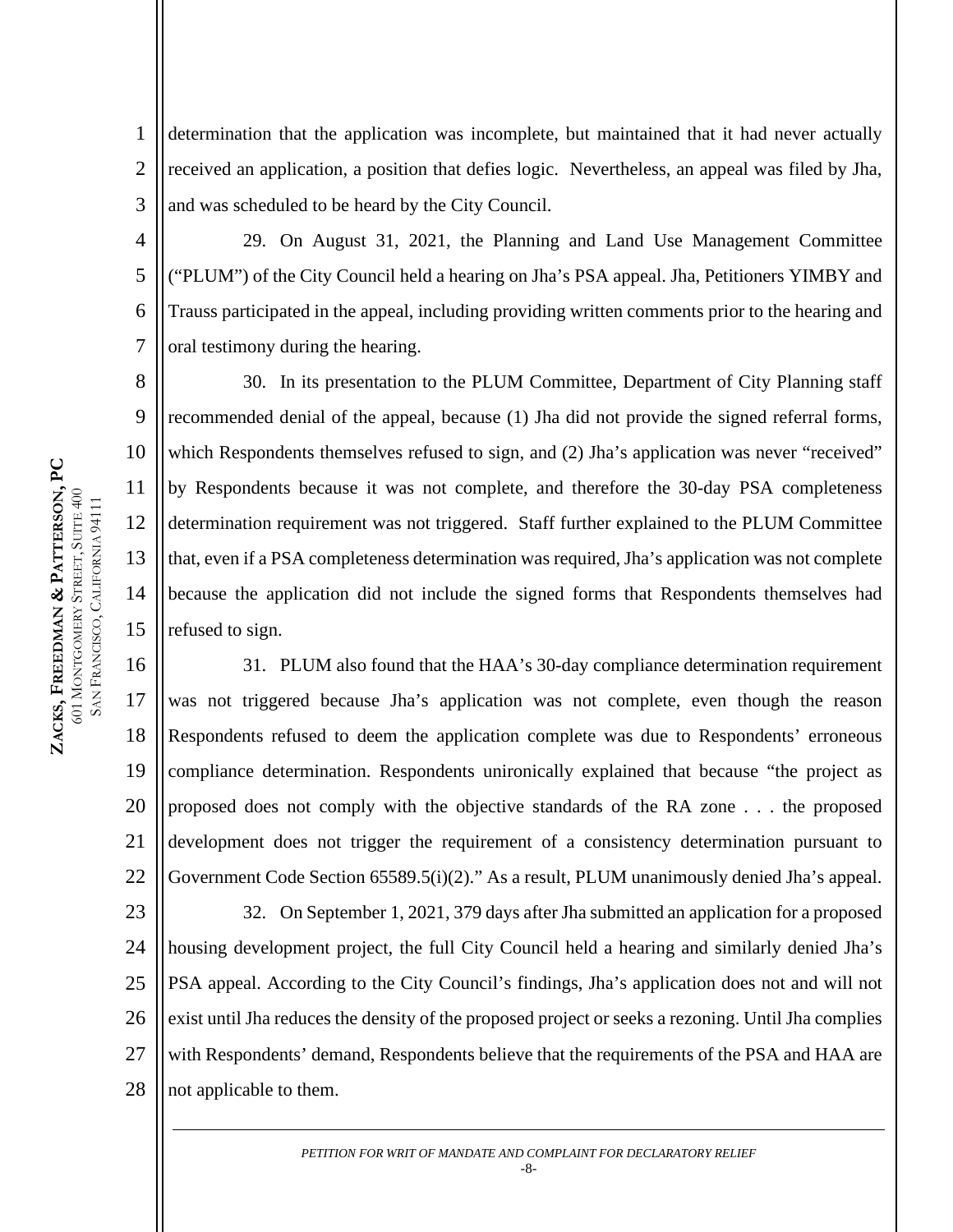determination that the application was incomplete, but maintained that it had never actually received an application, a position that defies logic. Nevertheless, an appeal was filed by Jha, and was scheduled to be heard by the City Council.

29. On August 31, 2021, the Planning and Land Use Management Committee ("PLUM") of the City Council held a hearing on Jha's PSA appeal. Jha, Petitioners YIMBY and Trauss participated in the appeal, including providing written comments prior to the hearing and oral testimony during the hearing.

30. In its presentation to the PLUM Committee, Department of City Planning staff recommended denial of the appeal, because (1) Jha did not provide the signed referral forms, which Respondents themselves refused to sign, and (2) Jha's application was never "received" by Respondents because it was not complete, and therefore the 30-day PSA completeness determination requirement was not triggered. Staff further explained to the PLUM Committee that, even if a PSA completeness determination was required, Jha's application was not complete because the application did not include the signed forms that Respondents themselves had refused to sign.

31. PLUM also found that the HAA's 30-day compliance determination requirement was not triggered because Jha's application was not complete, even though the reason Respondents refused to deem the application complete was due to Respondents' erroneous compliance determination. Respondents unironically explained that because "the project as proposed does not comply with the objective standards of the RA zone . . . the proposed development does not trigger the requirement of a consistency determination pursuant to Government Code Section 65589.5(i)(2)." As a result, PLUM unanimously denied Jha's appeal.

32. On September 1, 2021, 379 days after Jha submitted an application for a proposed housing development project, the full City Council held a hearing and similarly denied Jha's PSA appeal. According to the City Council's findings, Jha's application does not and will not exist until Jha reduces the density of the proposed project or seeks a rezoning. Until Jha complies with Respondents' demand, Respondents believe that the requirements of the PSA and HAA are not applicable to them.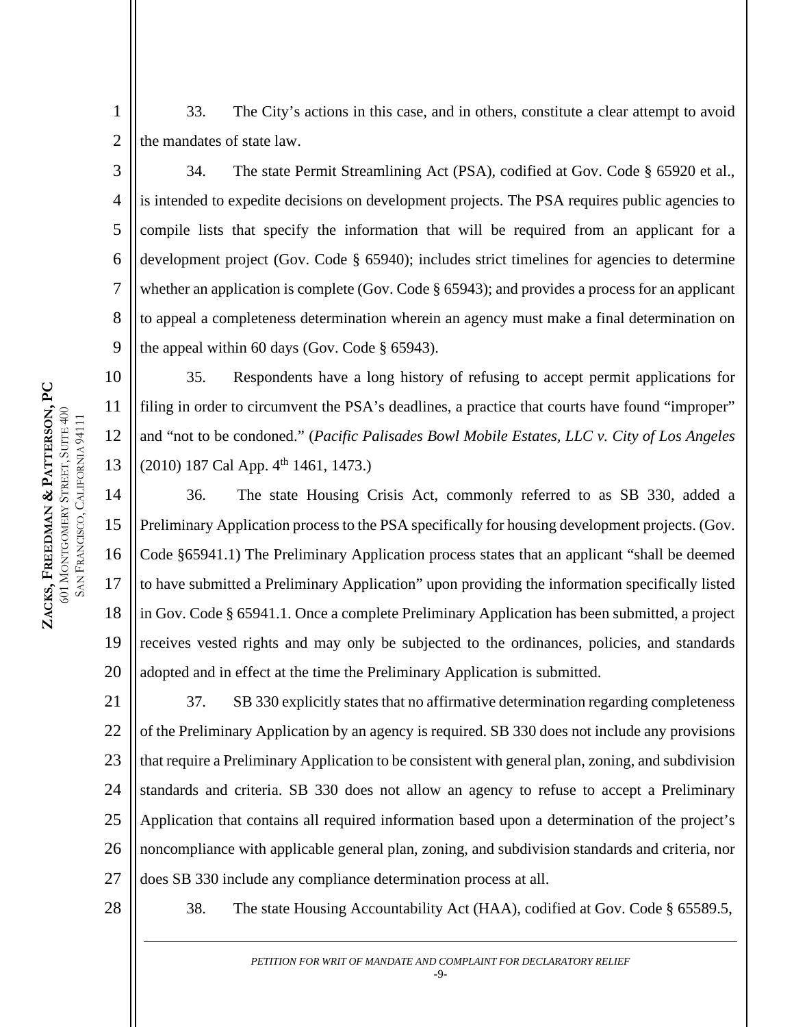33. The City's actions in this case, and in others, constitute a clear attempt to avoid the mandates of state law.

34. The state Permit Streamlining Act (PSA), codified at Gov. Code § 65920 et al., is intended to expedite decisions on development projects. The PSA requires public agencies to compile lists that specify the information that will be required from an applicant for a development project (Gov. Code § 65940); includes strict timelines for agencies to determine whether an application is complete (Gov. Code § 65943); and provides a process for an applicant to appeal a completeness determination wherein an agency must make a final determination on the appeal within 60 days (Gov. Code § 65943).

35. Respondents have a long history of refusing to accept permit applications for filing in order to circumvent the PSA's deadlines, a practice that courts have found "improper" and "not to be condoned." (*Pacific Palisades Bowl Mobile Estates, LLC v. City of Los Angeles* (2010) 187 Cal App. 4th 1461, 1473.)

36. The state Housing Crisis Act, commonly referred to as SB 330, added a Preliminary Application process to the PSA specifically for housing development projects. (Gov. Code §65941.1) The Preliminary Application process states that an applicant "shall be deemed to have submitted a Preliminary Application" upon providing the information specifically listed in Gov. Code § 65941.1. Once a complete Preliminary Application has been submitted, a project receives vested rights and may only be subjected to the ordinances, policies, and standards adopted and in effect at the time the Preliminary Application is submitted.

37. SB 330 explicitly states that no affirmative determination regarding completeness of the Preliminary Application by an agency is required. SB 330 does not include any provisions that require a Preliminary Application to be consistent with general plan, zoning, and subdivision standards and criteria. SB 330 does not allow an agency to refuse to accept a Preliminary Application that contains all required information based upon a determination of the project's noncompliance with applicable general plan, zoning, and subdivision standards and criteria, nor does SB 330 include any compliance determination process at all.

38. The state Housing Accountability Act (HAA), codified at Gov. Code § 65589.5,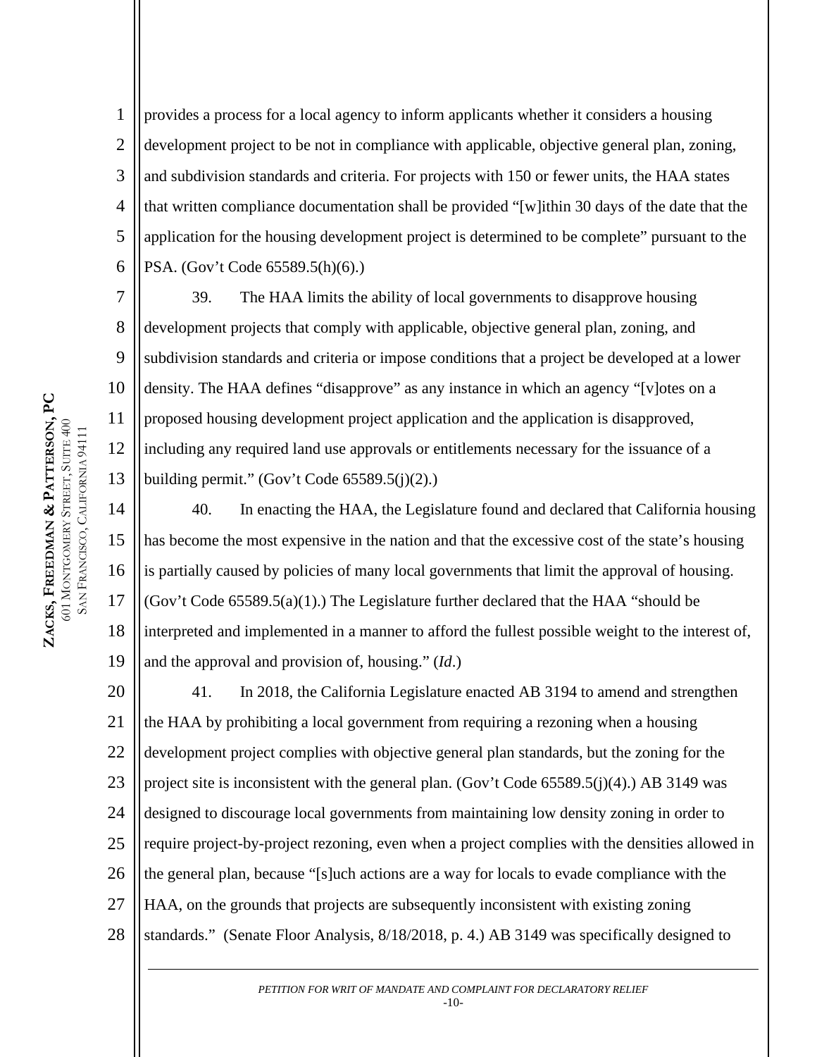provides a process for a local agency to inform applicants whether it considers a housing development project to be not in compliance with applicable, objective general plan, zoning, and subdivision standards and criteria. For projects with 150 or fewer units, the HAA states that written compliance documentation shall be provided "[w]ithin 30 days of the date that the application for the housing development project is determined to be complete" pursuant to the PSA. (Gov't Code 65589.5(h)(6).)

39. The HAA limits the ability of local governments to disapprove housing development projects that comply with applicable, objective general plan, zoning, and subdivision standards and criteria or impose conditions that a project be developed at a lower density. The HAA defines "disapprove" as any instance in which an agency "[v]otes on a proposed housing development project application and the application is disapproved, including any required land use approvals or entitlements necessary for the issuance of a building permit." (Gov't Code 65589.5(j)(2).)

40. In enacting the HAA, the Legislature found and declared that California housing has become the most expensive in the nation and that the excessive cost of the state's housing is partially caused by policies of many local governments that limit the approval of housing. (Gov't Code 65589.5(a)(1).) The Legislature further declared that the HAA "should be interpreted and implemented in a manner to afford the fullest possible weight to the interest of, and the approval and provision of, housing." (*Id*.)

41. In 2018, the California Legislature enacted AB 3194 to amend and strengthen the HAA by prohibiting a local government from requiring a rezoning when a housing development project complies with objective general plan standards, but the zoning for the project site is inconsistent with the general plan. (Gov't Code 65589.5(j)(4).) AB 3149 was designed to discourage local governments from maintaining low density zoning in order to require project-by-project rezoning, even when a project complies with the densities allowed in the general plan, because "[s]uch actions are a way for locals to evade compliance with the HAA, on the grounds that projects are subsequently inconsistent with existing zoning standards." (Senate Floor Analysis, 8/18/2018, p. 4.) AB 3149 was specifically designed to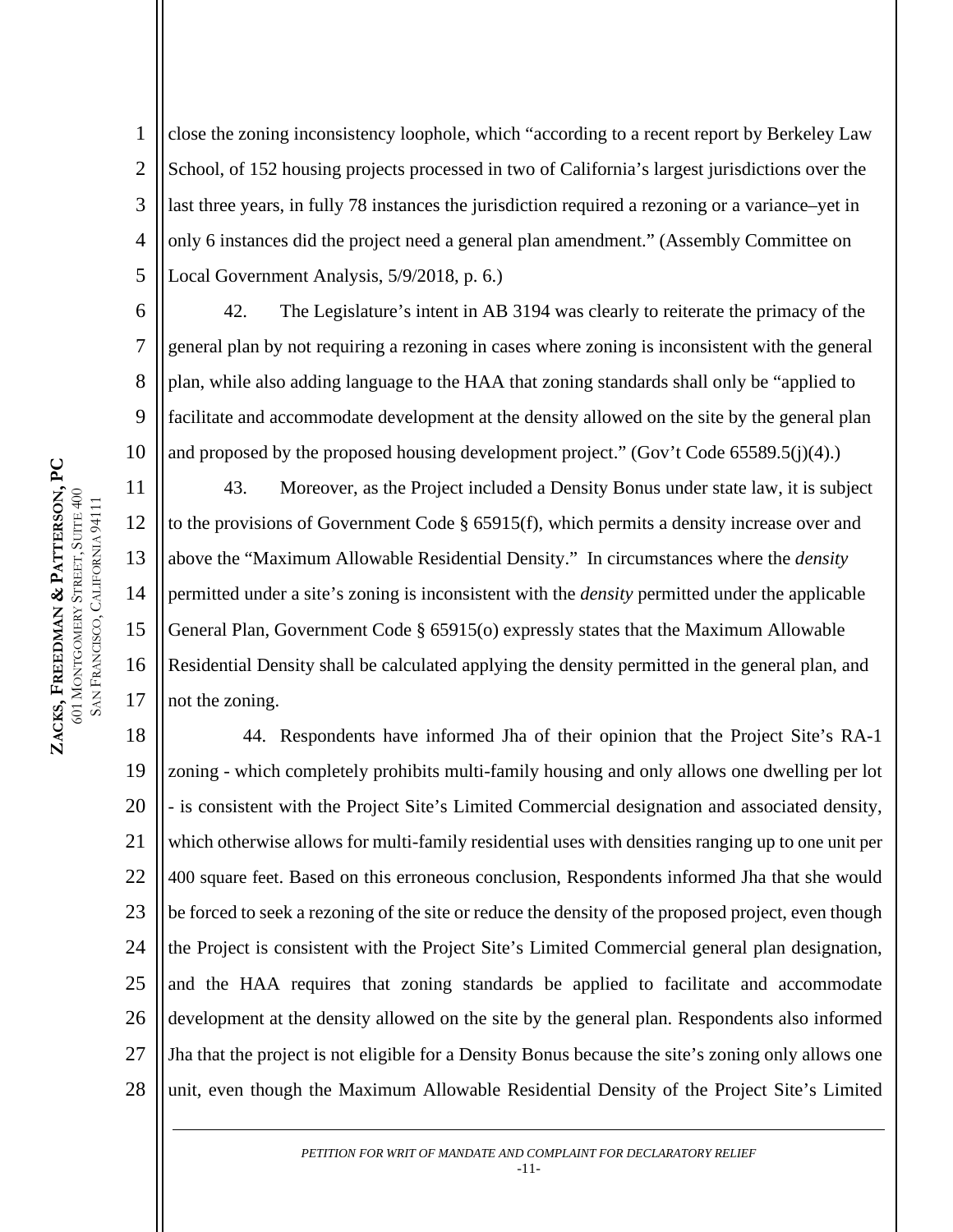close the zoning inconsistency loophole, which "according to a recent report by Berkeley Law School, of 152 housing projects processed in two of California's largest jurisdictions over the last three years, in fully 78 instances the jurisdiction required a rezoning or a variance–yet in only 6 instances did the project need a general plan amendment." (Assembly Committee on Local Government Analysis, 5/9/2018, p. 6.)

42. The Legislature's intent in AB 3194 was clearly to reiterate the primacy of the general plan by not requiring a rezoning in cases where zoning is inconsistent with the general plan, while also adding language to the HAA that zoning standards shall only be "applied to facilitate and accommodate development at the density allowed on the site by the general plan and proposed by the proposed housing development project." (Gov't Code 65589.5(j)(4).)

43. Moreover, as the Project included a Density Bonus under state law, it is subject to the provisions of Government Code § 65915(f), which permits a density increase over and above the "Maximum Allowable Residential Density." In circumstances where the *density* permitted under a site's zoning is inconsistent with the *density* permitted under the applicable General Plan, Government Code § 65915(o) expressly states that the Maximum Allowable Residential Density shall be calculated applying the density permitted in the general plan, and not the zoning.

44. Respondents have informed Jha of their opinion that the Project Site's RA-1 zoning - which completely prohibits multi-family housing and only allows one dwelling per lot - is consistent with the Project Site's Limited Commercial designation and associated density, which otherwise allows for multi-family residential uses with densities ranging up to one unit per 400 square feet. Based on this erroneous conclusion, Respondents informed Jha that she would be forced to seek a rezoning of the site or reduce the density of the proposed project, even though the Project is consistent with the Project Site's Limited Commercial general plan designation, and the HAA requires that zoning standards be applied to facilitate and accommodate development at the density allowed on the site by the general plan. Respondents also informed Jha that the project is not eligible for a Density Bonus because the site's zoning only allows one unit, even though the Maximum Allowable Residential Density of the Project Site's Limited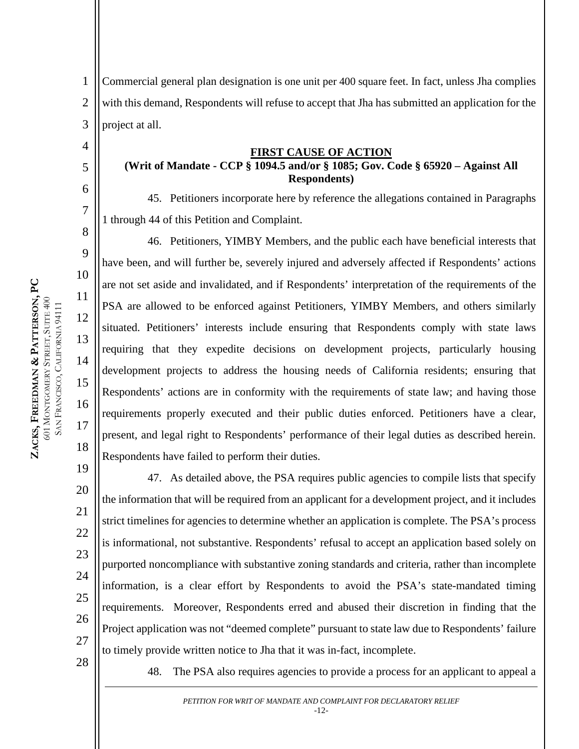Commercial general plan designation is one unit per 400 square feet. In fact, unless Jha complies with this demand, Respondents will refuse to accept that Jha has submitted an application for the project at all.

**FIRST CAUSE OF ACTION**
**(Writ of Mandate - CCP § 1094.5 and/or § 1085; Gov. Code § 65920 – Against All Respondents)**

45. Petitioners incorporate here by reference the allegations contained in Paragraphs 1 through 44 of this Petition and Complaint.

46. Petitioners, YIMBY Members, and the public each have beneficial interests that have been, and will further be, severely injured and adversely affected if Respondents' actions are not set aside and invalidated, and if Respondents' interpretation of the requirements of the PSA are allowed to be enforced against Petitioners, YIMBY Members, and others similarly situated. Petitioners' interests include ensuring that Respondents comply with state laws requiring that they expedite decisions on development projects, particularly housing development projects to address the housing needs of California residents; ensuring that Respondents' actions are in conformity with the requirements of state law; and having those requirements properly executed and their public duties enforced. Petitioners have a clear, present, and legal right to Respondents' performance of their legal duties as described herein. Respondents have failed to perform their duties.

47. As detailed above, the PSA requires public agencies to compile lists that specify the information that will be required from an applicant for a development project, and it includes strict timelines for agencies to determine whether an application is complete. The PSA's process is informational, not substantive. Respondents' refusal to accept an application based solely on purported noncompliance with substantive zoning standards and criteria, rather than incomplete information, is a clear effort by Respondents to avoid the PSA's state-mandated timing requirements. Moreover, Respondents erred and abused their discretion in finding that the Project application was not "deemed complete" pursuant to state law due to Respondents' failure to timely provide written notice to Jha that it was in-fact, incomplete.

48. The PSA also requires agencies to provide a process for an applicant to appeal a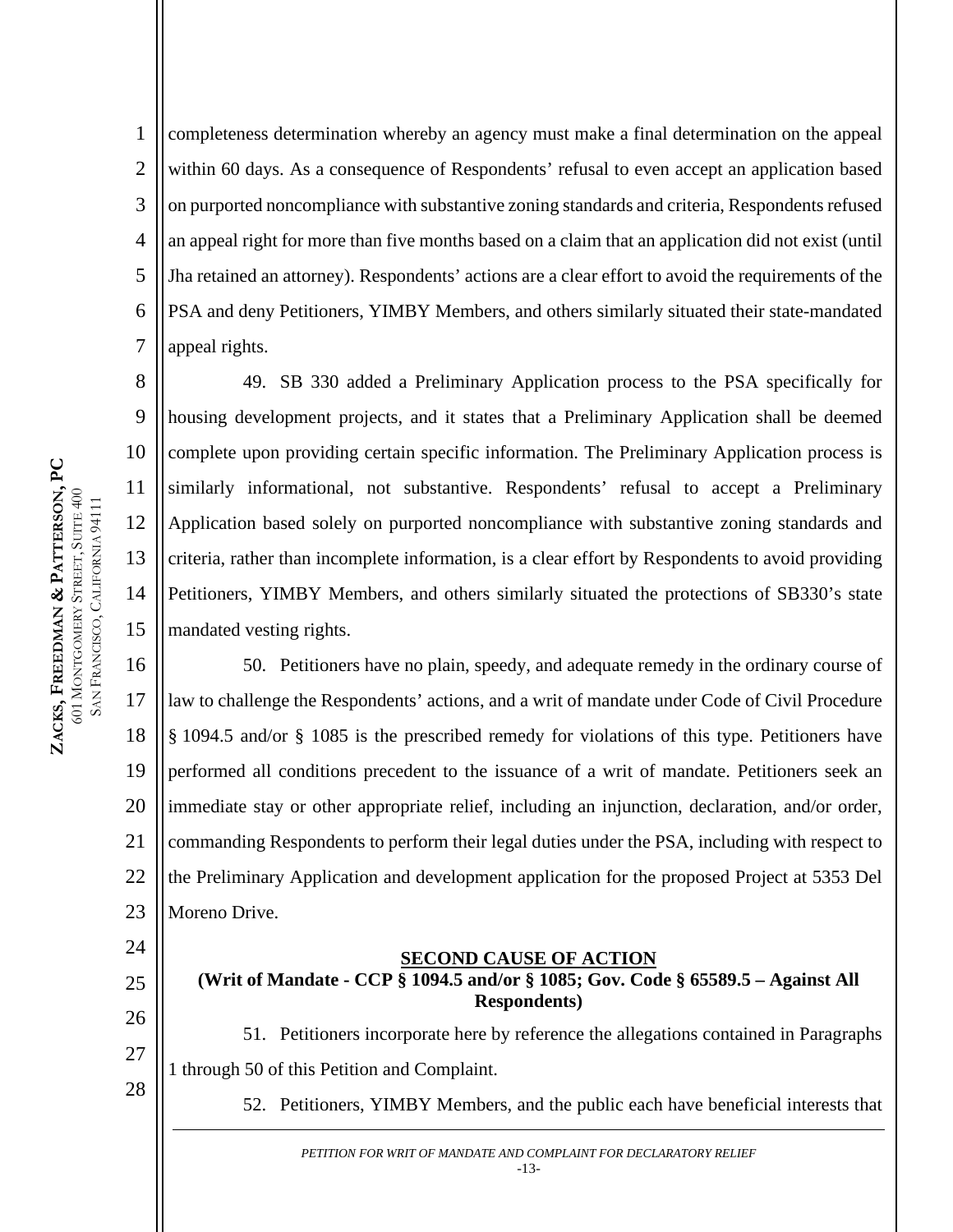completeness determination whereby an agency must make a final determination on the appeal within 60 days. As a consequence of Respondents' refusal to even accept an application based on purported noncompliance with substantive zoning standards and criteria, Respondents refused an appeal right for more than five months based on a claim that an application did not exist (until Jha retained an attorney). Respondents' actions are a clear effort to avoid the requirements of the PSA and deny Petitioners, YIMBY Members, and others similarly situated their state-mandated appeal rights.

49. SB 330 added a Preliminary Application process to the PSA specifically for housing development projects, and it states that a Preliminary Application shall be deemed complete upon providing certain specific information. The Preliminary Application process is similarly informational, not substantive. Respondents' refusal to accept a Preliminary Application based solely on purported noncompliance with substantive zoning standards and criteria, rather than incomplete information, is a clear effort by Respondents to avoid providing Petitioners, YIMBY Members, and others similarly situated the protections of SB330's state mandated vesting rights.

50. Petitioners have no plain, speedy, and adequate remedy in the ordinary course of law to challenge the Respondents' actions, and a writ of mandate under Code of Civil Procedure § 1094.5 and/or § 1085 is the prescribed remedy for violations of this type. Petitioners have performed all conditions precedent to the issuance of a writ of mandate. Petitioners seek an immediate stay or other appropriate relief, including an injunction, declaration, and/or order, commanding Respondents to perform their legal duties under the PSA, including with respect to the Preliminary Application and development application for the proposed Project at 5353 Del Moreno Drive.

## SECOND CAUSE OF ACTION

**(Writ of Mandate - CCP § 1094.5 and/or § 1085; Gov. Code § 65589.5 – Against All Respondents)**

51. Petitioners incorporate here by reference the allegations contained in Paragraphs 1 through 50 of this Petition and Complaint.

52. Petitioners, YIMBY Members, and the public each have beneficial interests that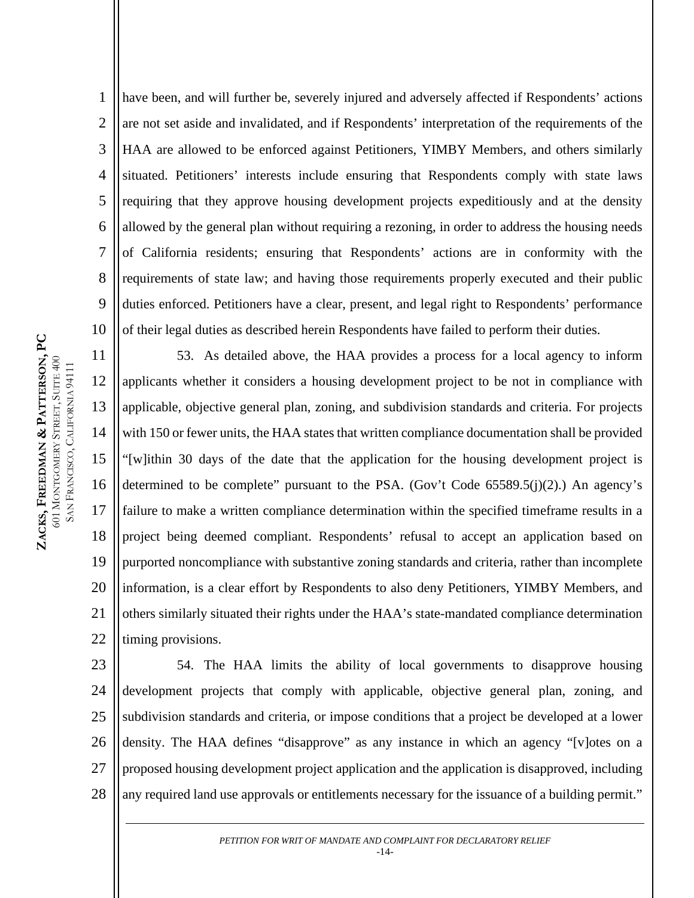have been, and will further be, severely injured and adversely affected if Respondents' actions are not set aside and invalidated, and if Respondents' interpretation of the requirements of the HAA are allowed to be enforced against Petitioners, YIMBY Members, and others similarly situated. Petitioners' interests include ensuring that Respondents comply with state laws requiring that they approve housing development projects expeditiously and at the density allowed by the general plan without requiring a rezoning, in order to address the housing needs of California residents; ensuring that Respondents' actions are in conformity with the requirements of state law; and having those requirements properly executed and their public duties enforced. Petitioners have a clear, present, and legal right to Respondents' performance of their legal duties as described herein Respondents have failed to perform their duties.

53. As detailed above, the HAA provides a process for a local agency to inform applicants whether it considers a housing development project to be not in compliance with applicable, objective general plan, zoning, and subdivision standards and criteria. For projects with 150 or fewer units, the HAA states that written compliance documentation shall be provided "[w]ithin 30 days of the date that the application for the housing development project is determined to be complete" pursuant to the PSA. (Gov't Code 65589.5(j)(2).) An agency's failure to make a written compliance determination within the specified timeframe results in a project being deemed compliant. Respondents' refusal to accept an application based on purported noncompliance with substantive zoning standards and criteria, rather than incomplete information, is a clear effort by Respondents to also deny Petitioners, YIMBY Members, and others similarly situated their rights under the HAA's state-mandated compliance determination timing provisions.

54. The HAA limits the ability of local governments to disapprove housing development projects that comply with applicable, objective general plan, zoning, and subdivision standards and criteria, or impose conditions that a project be developed at a lower density. The HAA defines "disapprove" as any instance in which an agency "[v]otes on a proposed housing development project application and the application is disapproved, including any required land use approvals or entitlements necessary for the issuance of a building permit."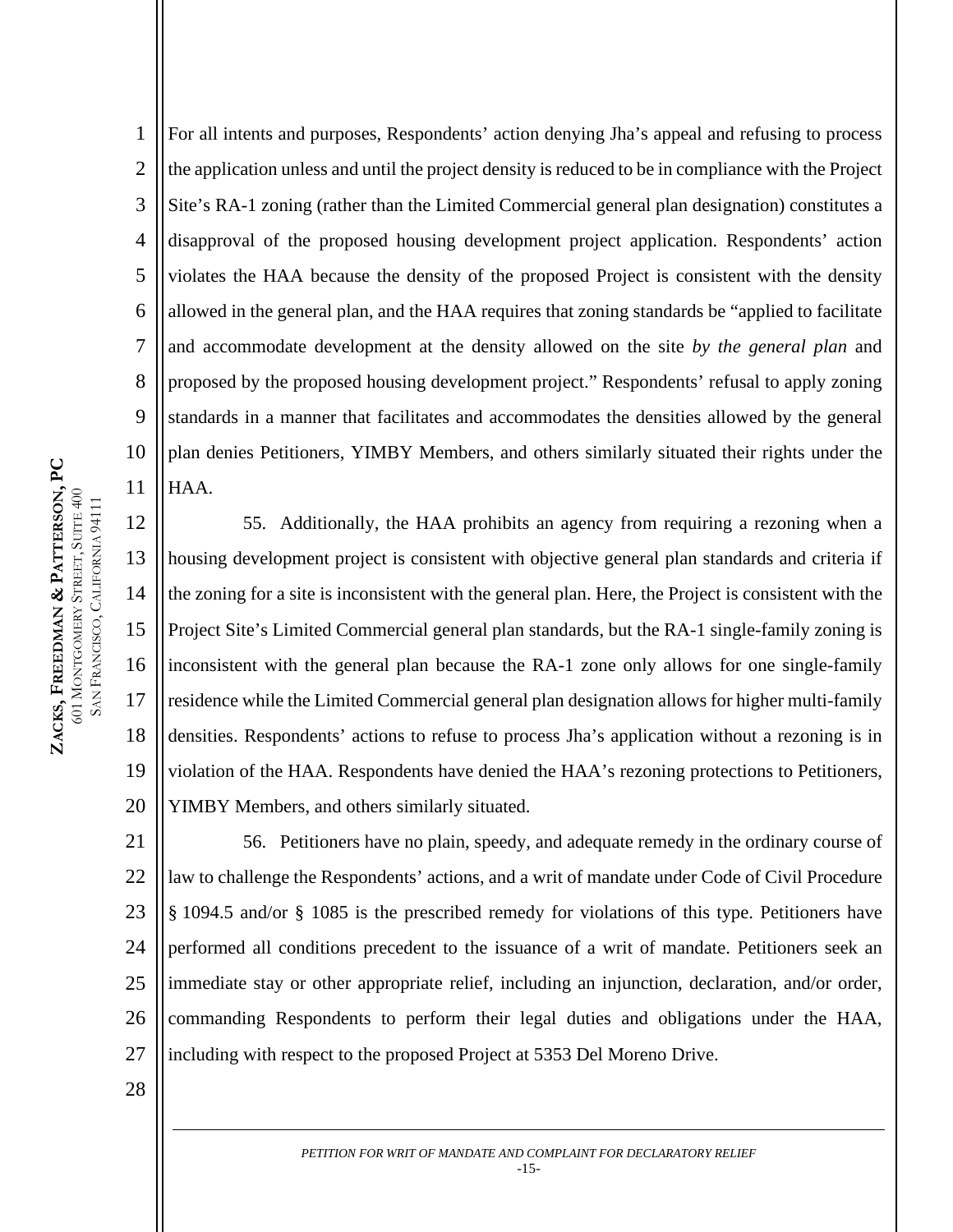For all intents and purposes, Respondents' action denying Jha's appeal and refusing to process the application unless and until the project density is reduced to be in compliance with the Project Site's RA-1 zoning (rather than the Limited Commercial general plan designation) constitutes a disapproval of the proposed housing development project application. Respondents' action violates the HAA because the density of the proposed Project is consistent with the density allowed in the general plan, and the HAA requires that zoning standards be "applied to facilitate and accommodate development at the density allowed on the site *by the general plan* and proposed by the proposed housing development project." Respondents' refusal to apply zoning standards in a manner that facilitates and accommodates the densities allowed by the general plan denies Petitioners, YIMBY Members, and others similarly situated their rights under the HAA.

55. Additionally, the HAA prohibits an agency from requiring a rezoning when a housing development project is consistent with objective general plan standards and criteria if the zoning for a site is inconsistent with the general plan. Here, the Project is consistent with the Project Site's Limited Commercial general plan standards, but the RA-1 single-family zoning is inconsistent with the general plan because the RA-1 zone only allows for one single-family residence while the Limited Commercial general plan designation allows for higher multi-family densities. Respondents' actions to refuse to process Jha's application without a rezoning is in violation of the HAA. Respondents have denied the HAA's rezoning protections to Petitioners, YIMBY Members, and others similarly situated.

56. Petitioners have no plain, speedy, and adequate remedy in the ordinary course of law to challenge the Respondents' actions, and a writ of mandate under Code of Civil Procedure § 1094.5 and/or § 1085 is the prescribed remedy for violations of this type. Petitioners have performed all conditions precedent to the issuance of a writ of mandate. Petitioners seek an immediate stay or other appropriate relief, including an injunction, declaration, and/or order, commanding Respondents to perform their legal duties and obligations under the HAA, including with respect to the proposed Project at 5353 Del Moreno Drive.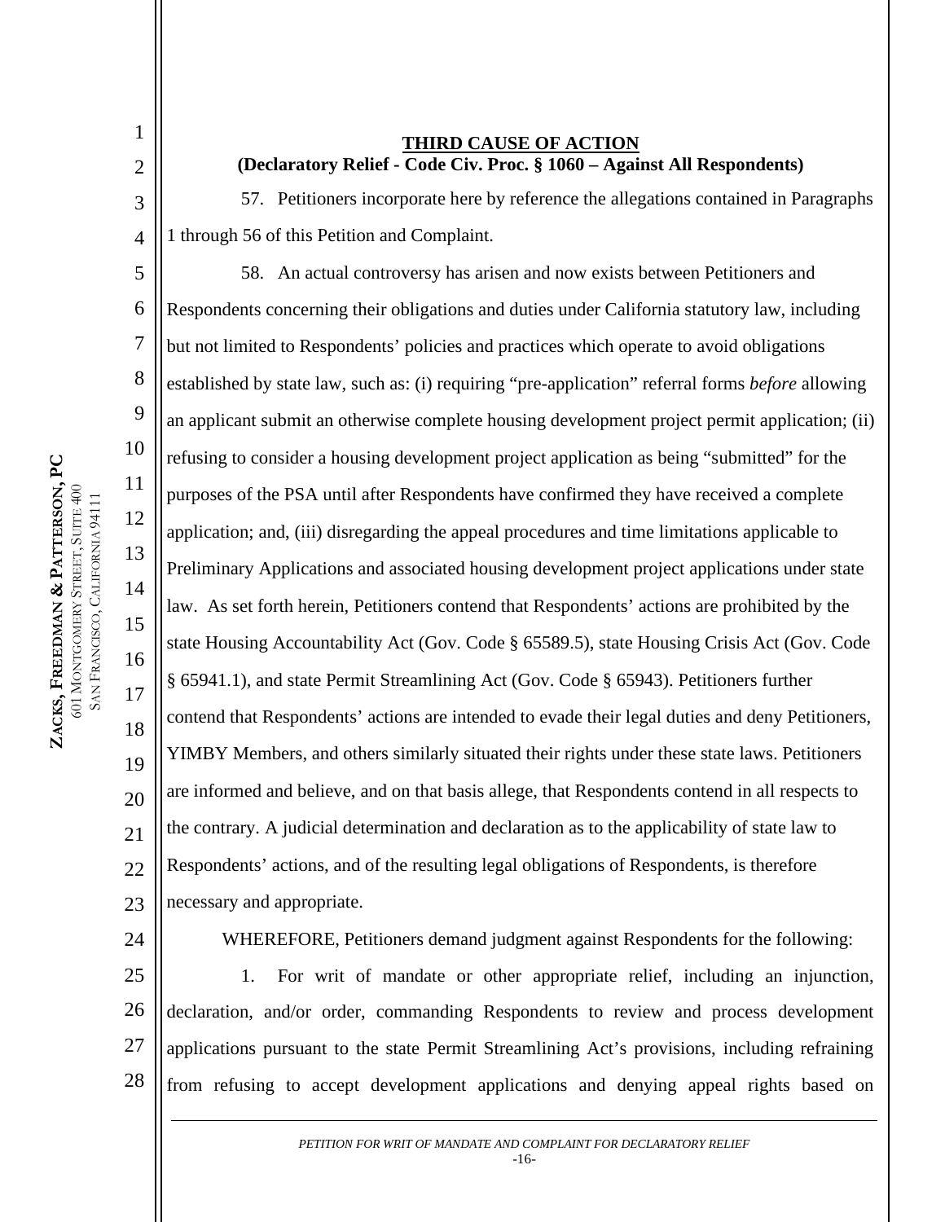**THIRD CAUSE OF ACTION**

**(Declaratory Relief - Code Civ. Proc. § 1060 – Against All Respondents)**

57. Petitioners incorporate here by reference the allegations contained in Paragraphs 1 through 56 of this Petition and Complaint.

58. An actual controversy has arisen and now exists between Petitioners and Respondents concerning their obligations and duties under California statutory law, including but not limited to Respondents' policies and practices which operate to avoid obligations established by state law, such as: (i) requiring "pre-application" referral forms *before* allowing an applicant submit an otherwise complete housing development project permit application; (ii) refusing to consider a housing development project application as being "submitted" for the purposes of the PSA until after Respondents have confirmed they have received a complete application; and, (iii) disregarding the appeal procedures and time limitations applicable to Preliminary Applications and associated housing development project applications under state law. As set forth herein, Petitioners contend that Respondents' actions are prohibited by the state Housing Accountability Act (Gov. Code § 65589.5), state Housing Crisis Act (Gov. Code § 65941.1), and state Permit Streamlining Act (Gov. Code § 65943). Petitioners further contend that Respondents' actions are intended to evade their legal duties and deny Petitioners, YIMBY Members, and others similarly situated their rights under these state laws. Petitioners are informed and believe, and on that basis allege, that Respondents contend in all respects to the contrary. A judicial determination and declaration as to the applicability of state law to Respondents' actions, and of the resulting legal obligations of Respondents, is therefore necessary and appropriate.

WHEREFORE, Petitioners demand judgment against Respondents for the following:

1. For writ of mandate or other appropriate relief, including an injunction, declaration, and/or order, commanding Respondents to review and process development applications pursuant to the state Permit Streamlining Act's provisions, including refraining from refusing to accept development applications and denying appeal rights based on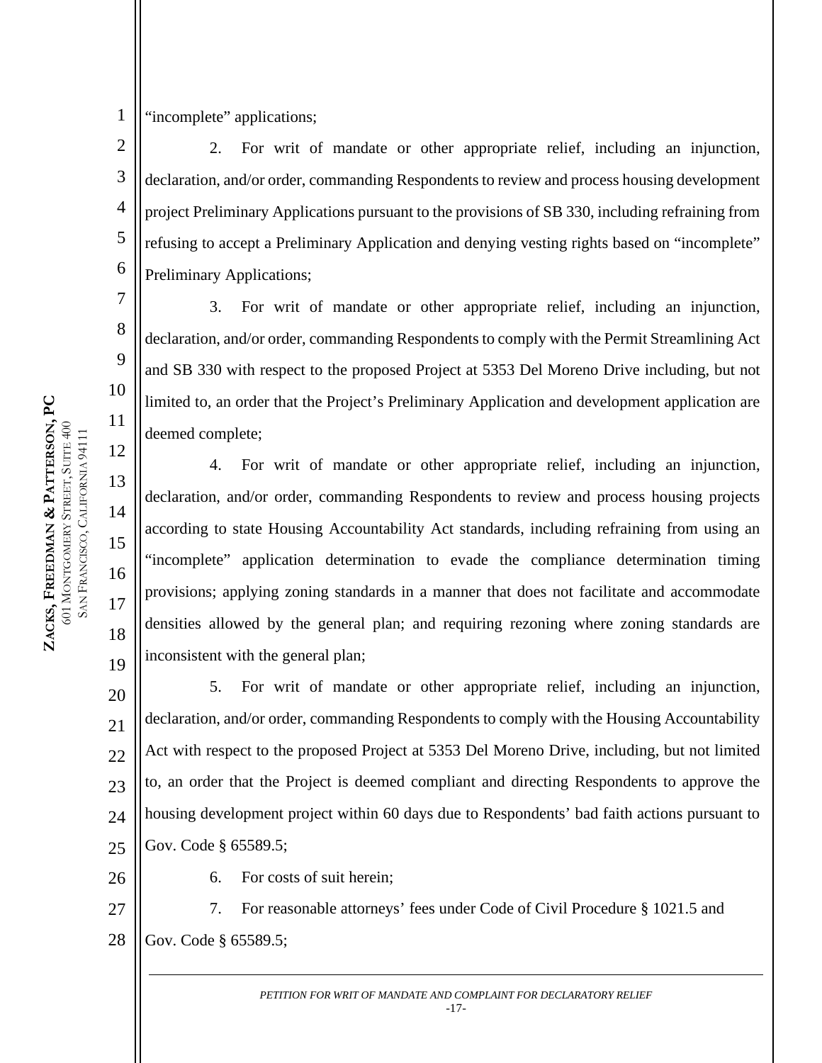"incomplete" applications;

2. For writ of mandate or other appropriate relief, including an injunction, declaration, and/or order, commanding Respondents to review and process housing development project Preliminary Applications pursuant to the provisions of SB 330, including refraining from refusing to accept a Preliminary Application and denying vesting rights based on "incomplete" Preliminary Applications;

3. For writ of mandate or other appropriate relief, including an injunction, declaration, and/or order, commanding Respondents to comply with the Permit Streamlining Act and SB 330 with respect to the proposed Project at 5353 Del Moreno Drive including, but not limited to, an order that the Project's Preliminary Application and development application are deemed complete;

4. For writ of mandate or other appropriate relief, including an injunction, declaration, and/or order, commanding Respondents to review and process housing projects according to state Housing Accountability Act standards, including refraining from using an "incomplete" application determination to evade the compliance determination timing provisions; applying zoning standards in a manner that does not facilitate and accommodate densities allowed by the general plan; and requiring rezoning where zoning standards are inconsistent with the general plan;

5. For writ of mandate or other appropriate relief, including an injunction, declaration, and/or order, commanding Respondents to comply with the Housing Accountability Act with respect to the proposed Project at 5353 Del Moreno Drive, including, but not limited to, an order that the Project is deemed compliant and directing Respondents to approve the housing development project within 60 days due to Respondents' bad faith actions pursuant to Gov. Code § 65589.5;

6. For costs of suit herein;

7. For reasonable attorneys' fees under Code of Civil Procedure § 1021.5 and Gov. Code § 65589.5;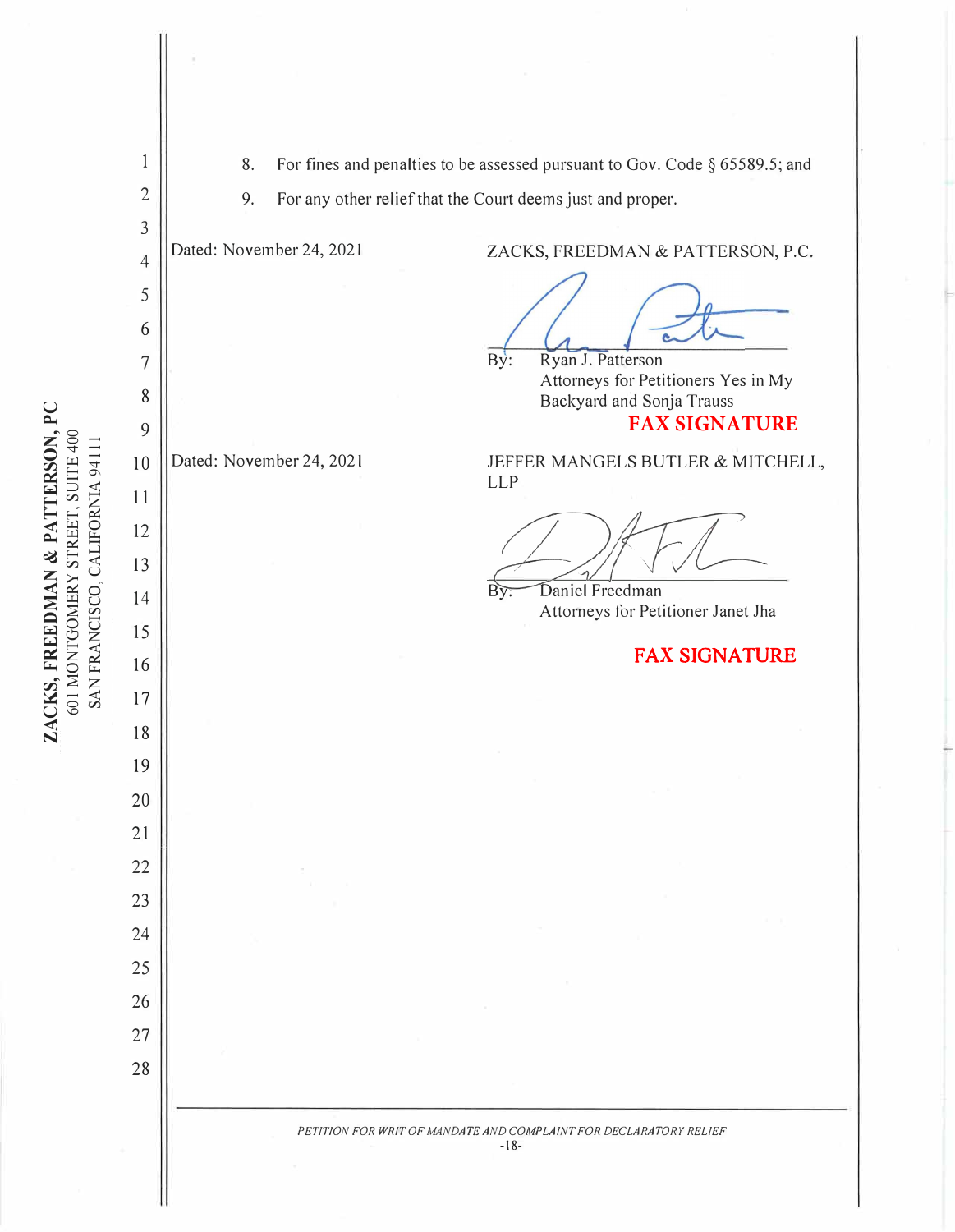8. For fines and penalties to be assessed pursuant to Gov. Code § 65589.5; and

9. For any other relief that the Court deems just and proper.

Dated: November 24, 2021

ZACKS, FREEDMAN & PATTERSON, P.C.

By: Ryan J. Patterson
Attorneys for Petitioners Yes in My Backyard and Sonja Trauss

**FAX SIGNATURE**

Dated: November 24, 2021

JEFFER MANGELS BUTLER & MITCHELL, LLP

By: Daniel Freedman
Attorneys for Petitioner Janet Jha

**FAX SIGNATURE**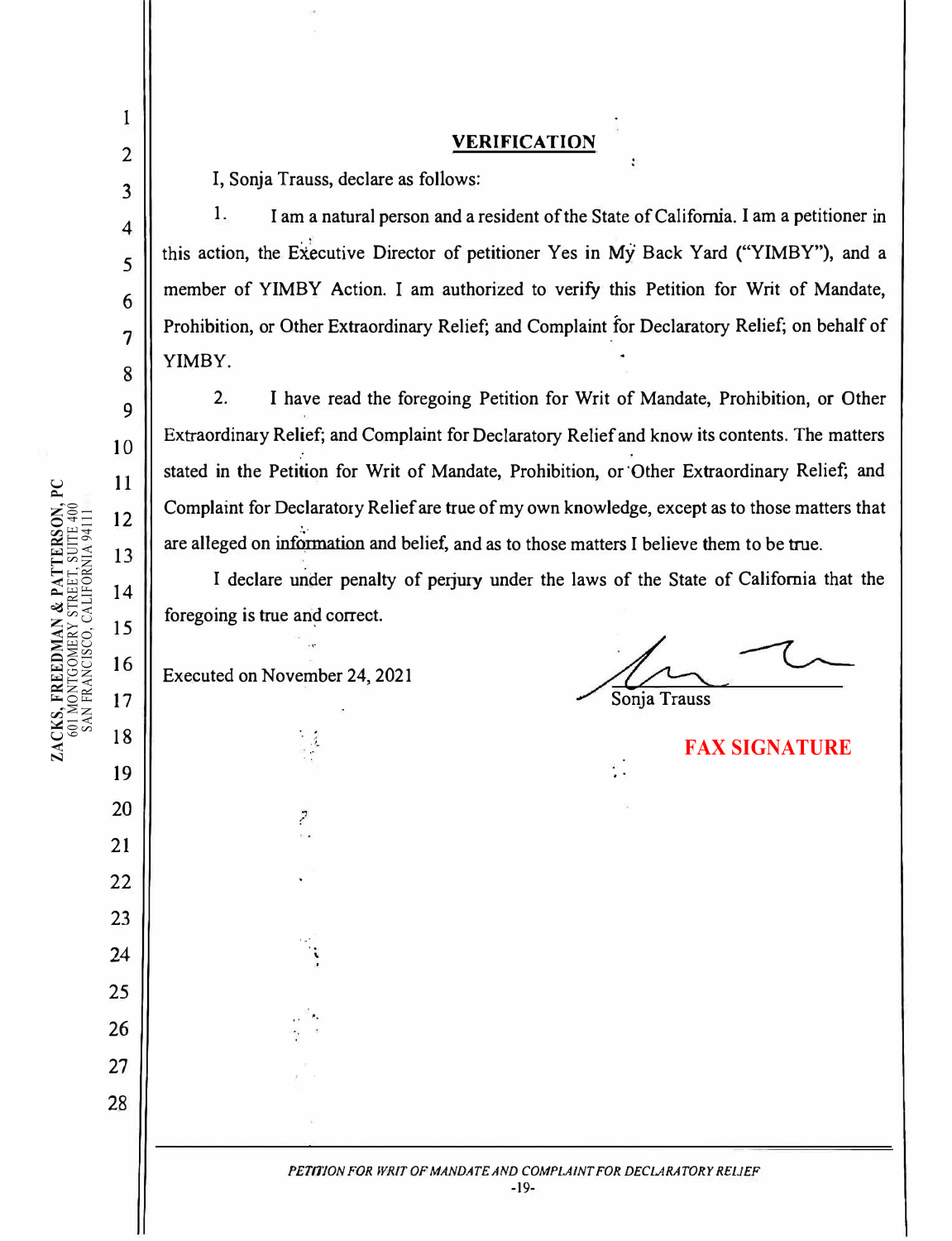## VERIFICATION

I, Sonja Trauss, declare as follows:

1. I am a natural person and a resident of the State of California. I am a petitioner in this action, the Executive Director of petitioner Yes in My Back Yard ("YIMBY"), and a member of YIMBY Action. I am authorized to verify this Petition for Writ of Mandate, Prohibition, or Other Extraordinary Relief; and Complaint for Declaratory Relief; on behalf of YIMBY.

2. I have read the foregoing Petition for Writ of Mandate, Prohibition, or Other Extraordinary Relief; and Complaint for Declaratory Relief and know its contents. The matters stated in the Petition for Writ of Mandate, Prohibition, or Other Extraordinary Relief; and Complaint for Declaratory Relief are true of my own knowledge, except as to those matters that are alleged on information and belief, and as to those matters I believe them to be true.

I declare under penalty of perjury under the laws of the State of California that the foregoing is true and correct.

Executed on November 24, 2021

Sonja Trauss

**FAX SIGNATURE**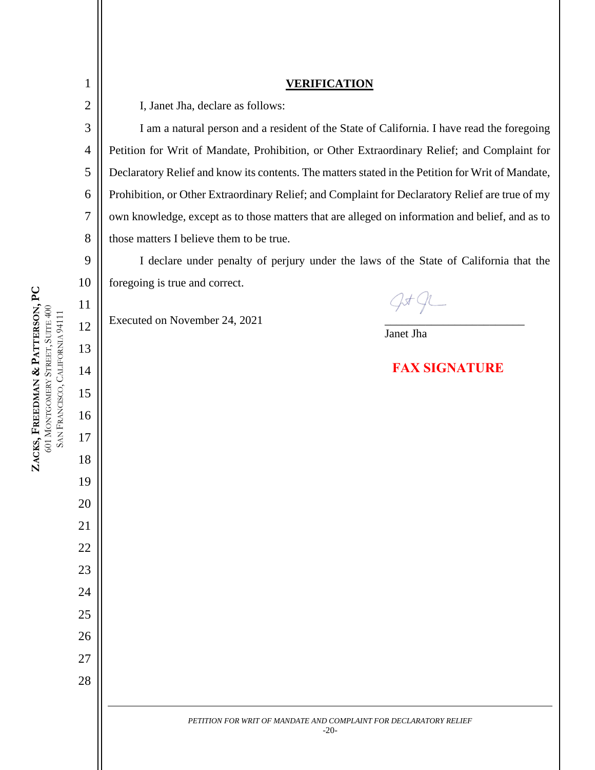## VERIFICATION

I, Janet Jha, declare as follows:

I am a natural person and a resident of the State of California. I have read the foregoing Petition for Writ of Mandate, Prohibition, or Other Extraordinary Relief; and Complaint for Declaratory Relief and know its contents. The matters stated in the Petition for Writ of Mandate, Prohibition, or Other Extraordinary Relief; and Complaint for Declaratory Relief are true of my own knowledge, except as to those matters that are alleged on information and belief, and as to those matters I believe them to be true.

I declare under penalty of perjury under the laws of the State of California that the foregoing is true and correct.

Executed on November 24, 2021

\_\_\_\_\_\_\_\_\_\_\_\_\_\_\_\_\_\_\_\_\_\_\_\_
Janet Jha

**FAX SIGNATURE**